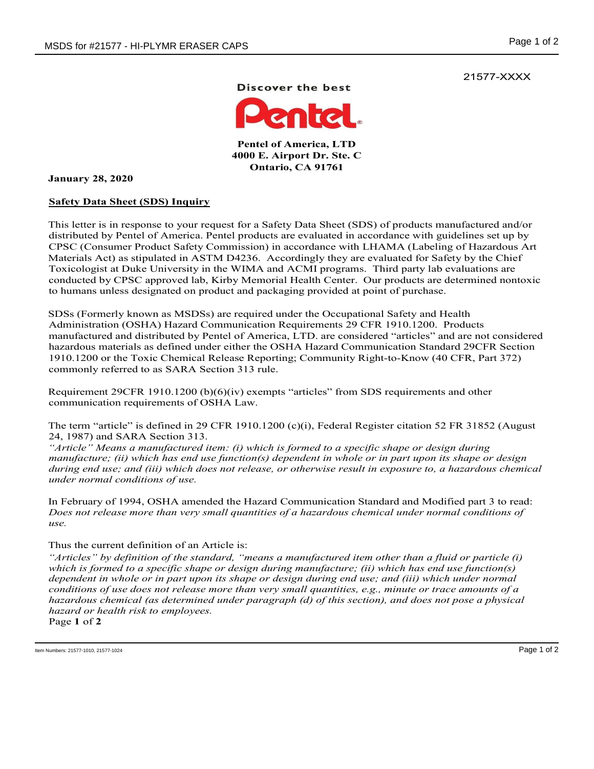21577-XXXX

Discover the best

Pentel

**Pentel of America, LTD**
**4000 E. Airport Dr. Ste. C**
**Ontario, CA 91761**

**January 28, 2020**

**Safety Data Sheet (SDS) Inquiry**

This letter is in response to your request for a Safety Data Sheet (SDS) of products manufactured and/or distributed by Pentel of America. Pentel products are evaluated in accordance with guidelines set up by CPSC (Consumer Product Safety Commission) in accordance with LHAMA (Labeling of Hazardous Art Materials Act) as stipulated in ASTM D4236. Accordingly they are evaluated for Safety by the Chief Toxicologist at Duke University in the WIMA and ACMI programs. Third party lab evaluations are conducted by CPSC approved lab, Kirby Memorial Health Center. Our products are determined nontoxic to humans unless designated on product and packaging provided at point of purchase.

SDSs (Formerly known as MSDSs) are required under the Occupational Safety and Health Administration (OSHA) Hazard Communication Requirements 29 CFR 1910.1200. Products manufactured and distributed by Pentel of America, LTD. are considered "articles" and are not considered hazardous materials as defined under either the OSHA Hazard Communication Standard 29CFR Section 1910.1200 or the Toxic Chemical Release Reporting; Community Right-to-Know (40 CFR, Part 372) commonly referred to as SARA Section 313 rule.

Requirement 29CFR 1910.1200 (b)(6)(iv) exempts "articles" from SDS requirements and other communication requirements of OSHA Law.

The term "article" is defined in 29 CFR 1910.1200 (c)(i), Federal Register citation 52 FR 31852 (August 24, 1987) and SARA Section 313.
*"Article" Means a manufactured item: (i) which is formed to a specific shape or design during manufacture; (ii) which has end use function(s) dependent in whole or in part upon its shape or design during end use; and (iii) which does not release, or otherwise result in exposure to, a hazardous chemical under normal conditions of use.*

In February of 1994, OSHA amended the Hazard Communication Standard and Modified part 3 to read:
*Does not release more than very small quantities of a hazardous chemical under normal conditions of use.*

Thus the current definition of an Article is:
*"Articles" by definition of the standard, "means a manufactured item other than a fluid or particle (i) which is formed to a specific shape or design during manufacture; (ii) which has end use function(s) dependent in whole or in part upon its shape or design during end use; and (iii) which under normal conditions of use does not release more than very small quantities, e.g., minute or trace amounts of a hazardous chemical (as determined under paragraph (d) of this section), and does not pose a physical hazard or health risk to employees.*

Item Numbers: 21577-1010, 21577-1024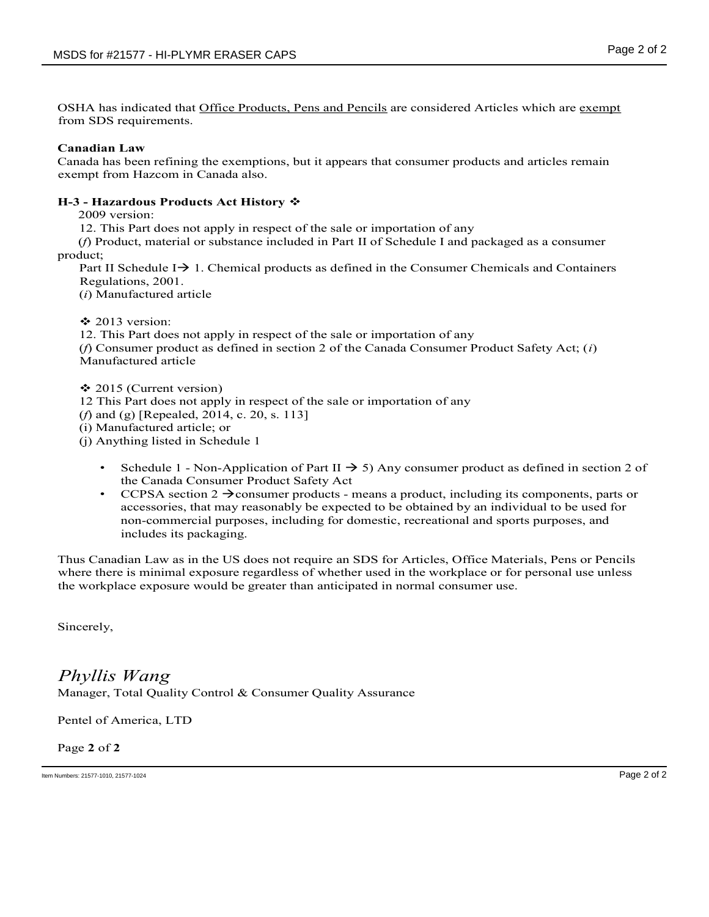OSHA has indicated that Office Products, Pens and Pencils are considered Articles which are exempt from SDS requirements.

**Canadian Law**

Canada has been refining the exemptions, but it appears that consumer products and articles remain exempt from Hazcom in Canada also.

**H-3 - Hazardous Products Act History ❖**

2009 version:

12. This Part does not apply in respect of the sale or importation of any

(*f*) Product, material or substance included in Part II of Schedule I and packaged as a consumer product;

Part II Schedule I→ 1. Chemical products as defined in the Consumer Chemicals and Containers Regulations, 2001.

(*i*) Manufactured article

❖ 2013 version:

12. This Part does not apply in respect of the sale or importation of any

(*f*) Consumer product as defined in section 2 of the Canada Consumer Product Safety Act; (*i*) Manufactured article

❖ 2015 (Current version)

12 This Part does not apply in respect of the sale or importation of any

(*f*) and (g) [Repealed, 2014, c. 20, s. 113]

(i) Manufactured article; or

(j) Anything listed in Schedule 1

- Schedule 1 - Non-Application of Part II → 5) Any consumer product as defined in section 2 of the Canada Consumer Product Safety Act
- CCPSA section 2 →consumer products - means a product, including its components, parts or accessories, that may reasonably be expected to be obtained by an individual to be used for non-commercial purposes, including for domestic, recreational and sports purposes, and includes its packaging.

Thus Canadian Law as in the US does not require an SDS for Articles, Office Materials, Pens or Pencils where there is minimal exposure regardless of whether used in the workplace or for personal use unless the workplace exposure would be greater than anticipated in normal consumer use.

Sincerely,

*Phyllis Wang*

Manager, Total Quality Control & Consumer Quality Assurance

Pentel of America, LTD

Item Numbers: 21577-1010, 21577-1024